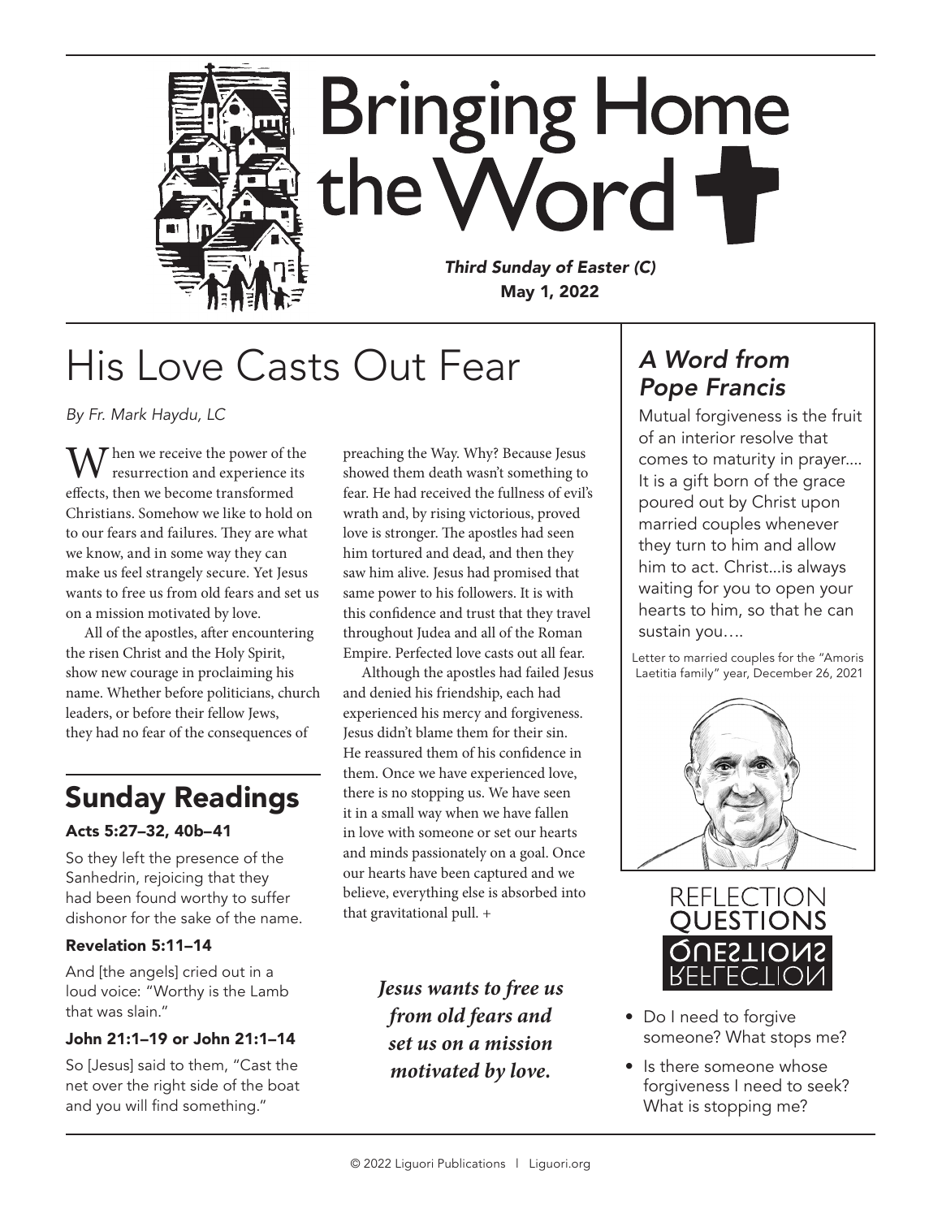# Bringing Home the Word

*Third Sunday of Easter (C)*
**May 1, 2022**

## His Love Casts Out Fear

*By Fr. Mark Haydu, LC*

When we receive the power of the resurrection and experience its effects, then we become transformed Christians. Somehow we like to hold on to our fears and failures. They are what we know, and in some way they can make us feel strangely secure. Yet Jesus wants to free us from old fears and set us on a mission motivated by love.

All of the apostles, after encountering the risen Christ and the Holy Spirit, show new courage in proclaiming his name. Whether before politicians, church leaders, or before their fellow Jews, they had no fear of the consequences of preaching the Way. Why? Because Jesus showed them death wasn't something to fear. He had received the fullness of evil's wrath and, by rising victorious, proved love is stronger. The apostles had seen him tortured and dead, and then they saw him alive. Jesus had promised that same power to his followers. It is with this confidence and trust that they travel throughout Judea and all of the Roman Empire. Perfected love casts out all fear.

Although the apostles had failed Jesus and denied his friendship, each had experienced his mercy and forgiveness. Jesus didn't blame them for their sin. He reassured them of his confidence in them. Once we have experienced love, there is no stopping us. We have seen it in a small way when we have fallen in love with someone or set our hearts and minds passionately on a goal. Once our hearts have been captured and we believe, everything else is absorbed into that gravitational pull. +

***Jesus wants to free us from old fears and set us on a mission motivated by love.***

## Sunday Readings

**Acts 5:27–32, 40b–41**

So they left the presence of the Sanhedrin, rejoicing that they had been found worthy to suffer dishonor for the sake of the name.

**Revelation 5:11–14**

And [the angels] cried out in a loud voice: "Worthy is the Lamb that was slain."

**John 21:1–19 or John 21:1–14**

So [Jesus] said to them, "Cast the net over the right side of the boat and you will find something."

## *A Word from Pope Francis*

Mutual forgiveness is the fruit of an interior resolve that comes to maturity in prayer.... It is a gift born of the grace poured out by Christ upon married couples whenever they turn to him and allow him to act. Christ...is always waiting for you to open your hearts to him, so that he can sustain you….

Letter to married couples for the "Amoris Laetitia family" year, December 26, 2021

## Reflection Questions

- Do I need to forgive someone? What stops me?
- Is there someone whose forgiveness I need to seek? What is stopping me?

© 2022 Liguori Publications | Liguori.org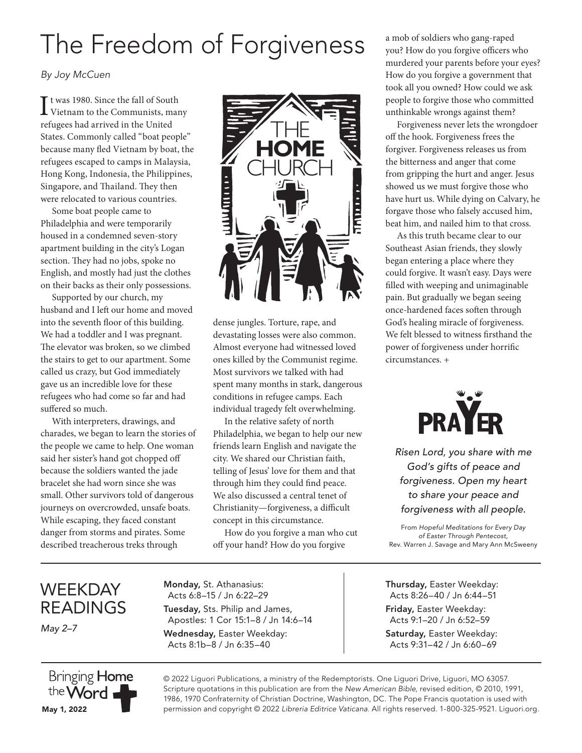# The Freedom of Forgiveness

*By Joy McCuen*

It was 1980. Since the fall of South Vietnam to the Communists, many refugees had arrived in the United States. Commonly called "boat people" because many fled Vietnam by boat, the refugees escaped to camps in Malaysia, Hong Kong, Indonesia, the Philippines, Singapore, and Thailand. They then were relocated to various countries.

Some boat people came to Philadelphia and were temporarily housed in a condemned seven-story apartment building in the city's Logan section. They had no jobs, spoke no English, and mostly had just the clothes on their backs as their only possessions.

Supported by our church, my husband and I left our home and moved into the seventh floor of this building. We had a toddler and I was pregnant. The elevator was broken, so we climbed the stairs to get to our apartment. Some called us crazy, but God immediately gave us an incredible love for these refugees who had come so far and had suffered so much.

With interpreters, drawings, and charades, we began to learn the stories of the people we came to help. One woman said her sister's hand got chopped off because the soldiers wanted the jade bracelet she had worn since she was small. Other survivors told of dangerous journeys on overcrowded, unsafe boats. While escaping, they faced constant danger from storms and pirates. Some described treacherous treks through dense jungles. Torture, rape, and devastating losses were also common. Almost everyone had witnessed loved ones killed by the Communist regime. Most survivors we talked with had spent many months in stark, dangerous conditions in refugee camps. Each individual tragedy felt overwhelming.

In the relative safety of north Philadelphia, we began to help our new friends learn English and navigate the city. We shared our Christian faith, telling of Jesus' love for them and that through him they could find peace. We also discussed a central tenet of Christianity—forgiveness, a difficult concept in this circumstance.

How do you forgive a man who cut off your hand? How do you forgive a mob of soldiers who gang-raped you? How do you forgive officers who murdered your parents before your eyes? How do you forgive a government that took all you owned? How could we ask people to forgive those who committed unthinkable wrongs against them?

Forgiveness never lets the wrongdoer off the hook. Forgiveness frees the forgiver. Forgiveness releases us from the bitterness and anger that come from gripping the hurt and anger. Jesus showed us we must forgive those who have hurt us. While dying on Calvary, he forgave those who falsely accused him, beat him, and nailed him to that cross.

As this truth became clear to our Southeast Asian friends, they slowly began entering a place where they could forgive. It wasn't easy. Days were filled with weeping and unimaginable pain. But gradually we began seeing once-hardened faces soften through God's healing miracle of forgiveness. We felt blessed to witness firsthand the power of forgiveness under horrific circumstances. +

THE HOME CHURCH

## PRAYER

*Risen Lord, you share with me God's gifts of peace and forgiveness. Open my heart to share your peace and forgiveness with all people.*

From *Hopeful Meditations for Every Day of Easter Through Pentecost*, Rev. Warren J. Savage and Mary Ann McSweeny

## WEEKDAY READINGS

*May 2–7*

**Monday,** St. Athanasius: Acts 6:8–15 / Jn 6:22–29

**Tuesday,** Sts. Philip and James, Apostles: 1 Cor 15:1–8 / Jn 14:6–14

**Wednesday,** Easter Weekday: Acts 8:1b–8 / Jn 6:35–40

**Thursday,** Easter Weekday: Acts 8:26–40 / Jn 6:44–51

**Friday,** Easter Weekday: Acts 9:1–20 / Jn 6:52–59

**Saturday,** Easter Weekday: Acts 9:31–42 / Jn 6:60–69

Bringing Home the Word
May 1, 2022

© 2022 Liguori Publications, a ministry of the Redemptorists. One Liguori Drive, Liguori, MO 63057. Scripture quotations in this publication are from the *New American Bible,* revised edition, © 2010, 1991, 1986, 1970 Confraternity of Christian Doctrine, Washington, DC. The Pope Francis quotation is used with permission and copyright © 2022 *Libreria Editrice Vaticana.* All rights reserved. 1-800-325-9521. Liguori.org.